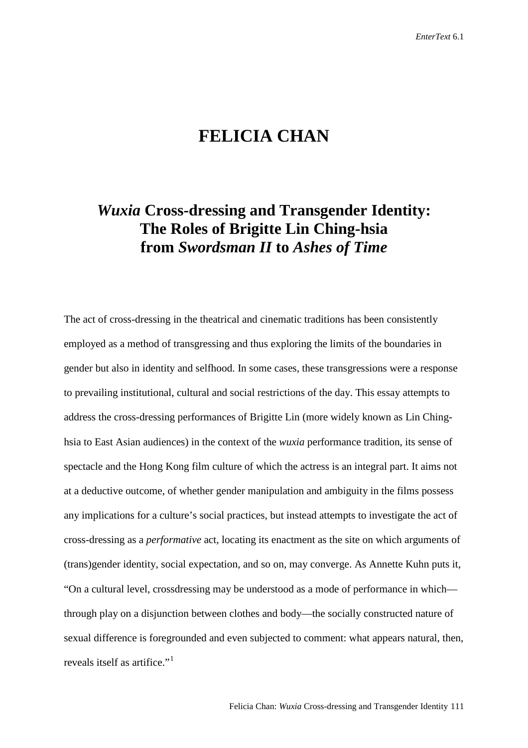# FELICIA CHAN

## *Wuxia* Cross-dressing and Transgender Identity: The Roles of Brigitte Lin Ching-hsia from *Swordsman II* to *Ashes of Time*

The act of cross-dressing in the theatrical and cinematic traditions has been consistently employed as a method of transgressing and thus exploring the limits of the boundaries in gender but also in identity and selfhood. In some cases, these transgressions were a response to prevailing institutional, cultural and social restrictions of the day. This essay attempts to address the cross-dressing performances of Brigitte Lin (more widely known as Lin Ching-hsia to East Asian audiences) in the context of the *wuxia* performance tradition, its sense of spectacle and the Hong Kong film culture of which the actress is an integral part. It aims not at a deductive outcome, of whether gender manipulation and ambiguity in the films possess any implications for a culture's social practices, but instead attempts to investigate the act of cross-dressing as a *performative* act, locating its enactment as the site on which arguments of (trans)gender identity, social expectation, and so on, may converge. As Annette Kuhn puts it, "On a cultural level, crossdressing may be understood as a mode of performance in which—through play on a disjunction between clothes and body—the socially constructed nature of sexual difference is foregrounded and even subjected to comment: what appears natural, then, reveals itself as artifice."[1]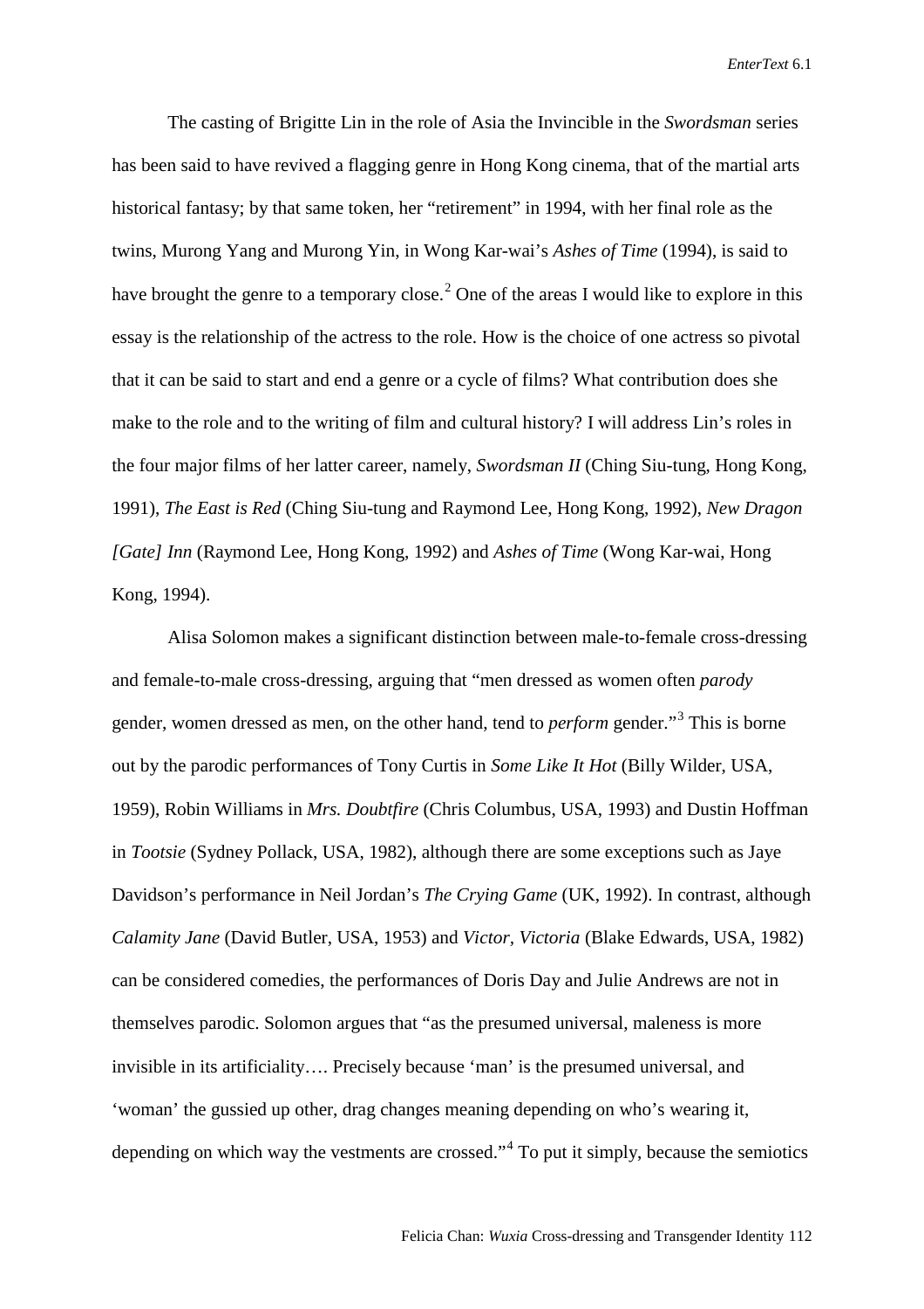The casting of Brigitte Lin in the role of Asia the Invincible in the *Swordsman* series has been said to have revived a flagging genre in Hong Kong cinema, that of the martial arts historical fantasy; by that same token, her "retirement" in 1994, with her final role as the twins, Murong Yang and Murong Yin, in Wong Kar-wai's *Ashes of Time* (1994), is said to have brought the genre to a temporary close.[2] One of the areas I would like to explore in this essay is the relationship of the actress to the role. How is the choice of one actress so pivotal that it can be said to start and end a genre or a cycle of films? What contribution does she make to the role and to the writing of film and cultural history? I will address Lin's roles in the four major films of her latter career, namely, *Swordsman II* (Ching Siu-tung, Hong Kong, 1991), *The East is Red* (Ching Siu-tung and Raymond Lee, Hong Kong, 1992), *New Dragon [Gate] Inn* (Raymond Lee, Hong Kong, 1992) and *Ashes of Time* (Wong Kar-wai, Hong Kong, 1994).

Alisa Solomon makes a significant distinction between male-to-female cross-dressing and female-to-male cross-dressing, arguing that "men dressed as women often *parody* gender, women dressed as men, on the other hand, tend to *perform* gender."[3] This is borne out by the parodic performances of Tony Curtis in *Some Like It Hot* (Billy Wilder, USA, 1959), Robin Williams in *Mrs. Doubtfire* (Chris Columbus, USA, 1993) and Dustin Hoffman in *Tootsie* (Sydney Pollack, USA, 1982), although there are some exceptions such as Jaye Davidson's performance in Neil Jordan's *The Crying Game* (UK, 1992). In contrast, although *Calamity Jane* (David Butler, USA, 1953) and *Victor, Victoria* (Blake Edwards, USA, 1982) can be considered comedies, the performances of Doris Day and Julie Andrews are not in themselves parodic. Solomon argues that "as the presumed universal, maleness is more invisible in its artificiality…. Precisely because 'man' is the presumed universal, and 'woman' the gussied up other, drag changes meaning depending on who's wearing it, depending on which way the vestments are crossed."[4] To put it simply, because the semiotics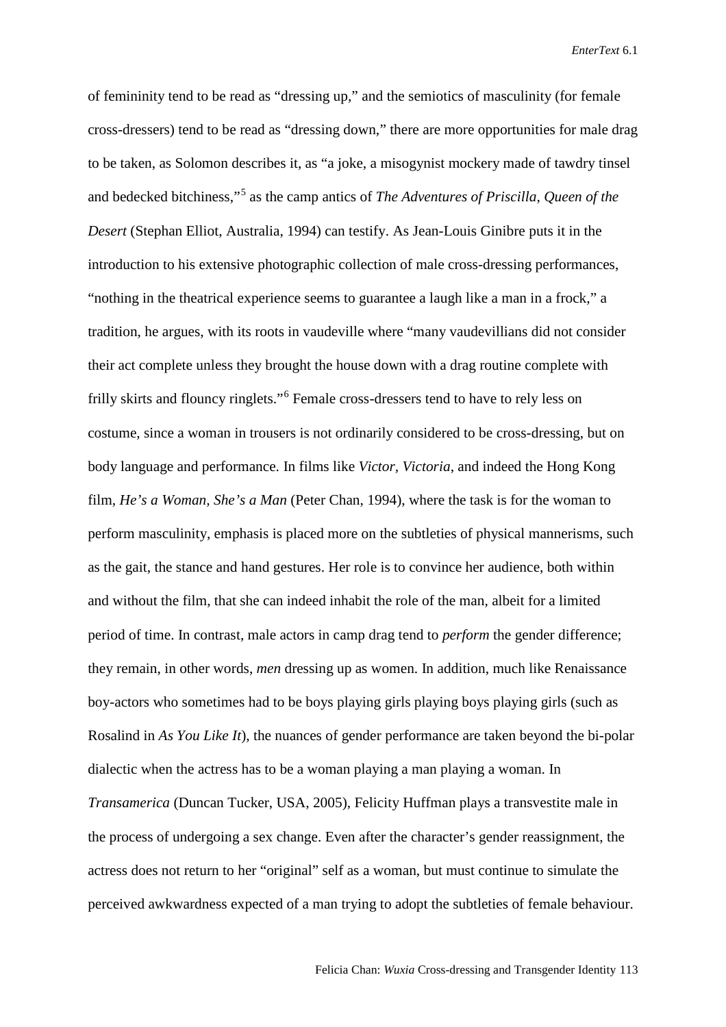of femininity tend to be read as "dressing up," and the semiotics of masculinity (for female cross-dressers) tend to be read as "dressing down," there are more opportunities for male drag to be taken, as Solomon describes it, as "a joke, a misogynist mockery made of tawdry tinsel and bedecked bitchiness,"[5] as the camp antics of *The Adventures of Priscilla, Queen of the Desert* (Stephan Elliot, Australia, 1994) can testify. As Jean-Louis Ginibre puts it in the introduction to his extensive photographic collection of male cross-dressing performances, "nothing in the theatrical experience seems to guarantee a laugh like a man in a frock," a tradition, he argues, with its roots in vaudeville where "many vaudevillians did not consider their act complete unless they brought the house down with a drag routine complete with frilly skirts and flouncy ringlets."[6] Female cross-dressers tend to have to rely less on costume, since a woman in trousers is not ordinarily considered to be cross-dressing, but on body language and performance. In films like *Victor, Victoria*, and indeed the Hong Kong film, *He's a Woman, She's a Man* (Peter Chan, 1994), where the task is for the woman to perform masculinity, emphasis is placed more on the subtleties of physical mannerisms, such as the gait, the stance and hand gestures. Her role is to convince her audience, both within and without the film, that she can indeed inhabit the role of the man, albeit for a limited period of time. In contrast, male actors in camp drag tend to *perform* the gender difference; they remain, in other words, *men* dressing up as women. In addition, much like Renaissance boy-actors who sometimes had to be boys playing girls playing boys playing girls (such as Rosalind in *As You Like It*), the nuances of gender performance are taken beyond the bi-polar dialectic when the actress has to be a woman playing a man playing a woman. In *Transamerica* (Duncan Tucker, USA, 2005), Felicity Huffman plays a transvestite male in the process of undergoing a sex change. Even after the character's gender reassignment, the actress does not return to her "original" self as a woman, but must continue to simulate the perceived awkwardness expected of a man trying to adopt the subtleties of female behaviour.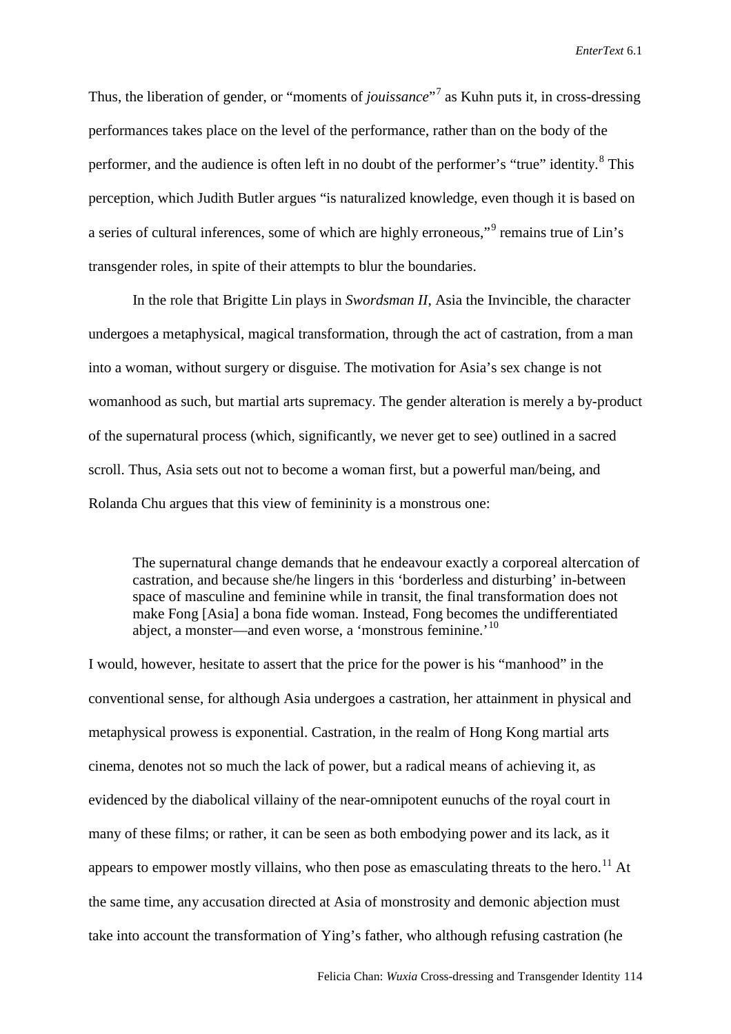Thus, the liberation of gender, or "moments of *jouissance*"[7] as Kuhn puts it, in cross-dressing performances takes place on the level of the performance, rather than on the body of the performer, and the audience is often left in no doubt of the performer's "true" identity.[8] This perception, which Judith Butler argues "is naturalized knowledge, even though it is based on a series of cultural inferences, some of which are highly erroneous,"[9] remains true of Lin's transgender roles, in spite of their attempts to blur the boundaries.

In the role that Brigitte Lin plays in *Swordsman II*, Asia the Invincible, the character undergoes a metaphysical, magical transformation, through the act of castration, from a man into a woman, without surgery or disguise. The motivation for Asia's sex change is not womanhood as such, but martial arts supremacy. The gender alteration is merely a by-product of the supernatural process (which, significantly, we never get to see) outlined in a sacred scroll. Thus, Asia sets out not to become a woman first, but a powerful man/being, and Rolanda Chu argues that this view of femininity is a monstrous one:

> The supernatural change demands that he endeavour exactly a corporeal altercation of castration, and because she/he lingers in this 'borderless and disturbing' in-between space of masculine and feminine while in transit, the final transformation does not make Fong [Asia] a bona fide woman. Instead, Fong becomes the undifferentiated abject, a monster—and even worse, a 'monstrous feminine.'[10]

I would, however, hesitate to assert that the price for the power is his "manhood" in the conventional sense, for although Asia undergoes a castration, her attainment in physical and metaphysical prowess is exponential. Castration, in the realm of Hong Kong martial arts cinema, denotes not so much the lack of power, but a radical means of achieving it, as evidenced by the diabolical villainy of the near-omnipotent eunuchs of the royal court in many of these films; or rather, it can be seen as both embodying power and its lack, as it appears to empower mostly villains, who then pose as emasculating threats to the hero.[11] At the same time, any accusation directed at Asia of monstrosity and demonic abjection must take into account the transformation of Ying's father, who although refusing castration (he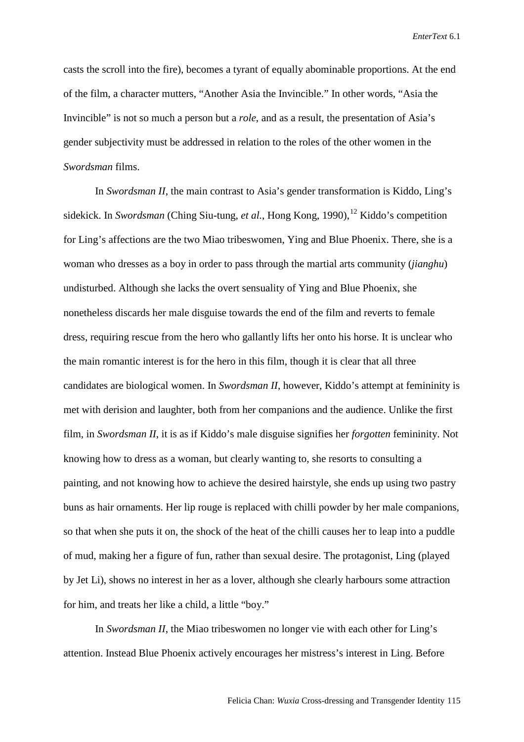casts the scroll into the fire), becomes a tyrant of equally abominable proportions. At the end of the film, a character mutters, "Another Asia the Invincible." In other words, "Asia the Invincible" is not so much a person but a *role*, and as a result, the presentation of Asia's gender subjectivity must be addressed in relation to the roles of the other women in the *Swordsman* films.

In *Swordsman II*, the main contrast to Asia's gender transformation is Kiddo, Ling's sidekick. In *Swordsman* (Ching Siu-tung, *et al.*, Hong Kong, 1990),[12] Kiddo's competition for Ling's affections are the two Miao tribeswomen, Ying and Blue Phoenix. There, she is a woman who dresses as a boy in order to pass through the martial arts community (*jianghu*) undisturbed. Although she lacks the overt sensuality of Ying and Blue Phoenix, she nonetheless discards her male disguise towards the end of the film and reverts to female dress, requiring rescue from the hero who gallantly lifts her onto his horse. It is unclear who the main romantic interest is for the hero in this film, though it is clear that all three candidates are biological women. In *Swordsman II*, however, Kiddo's attempt at femininity is met with derision and laughter, both from her companions and the audience. Unlike the first film, in *Swordsman II*, it is as if Kiddo's male disguise signifies her *forgotten* femininity. Not knowing how to dress as a woman, but clearly wanting to, she resorts to consulting a painting, and not knowing how to achieve the desired hairstyle, she ends up using two pastry buns as hair ornaments. Her lip rouge is replaced with chilli powder by her male companions, so that when she puts it on, the shock of the heat of the chilli causes her to leap into a puddle of mud, making her a figure of fun, rather than sexual desire. The protagonist, Ling (played by Jet Li), shows no interest in her as a lover, although she clearly harbours some attraction for him, and treats her like a child, a little "boy."

In *Swordsman II*, the Miao tribeswomen no longer vie with each other for Ling's attention. Instead Blue Phoenix actively encourages her mistress's interest in Ling. Before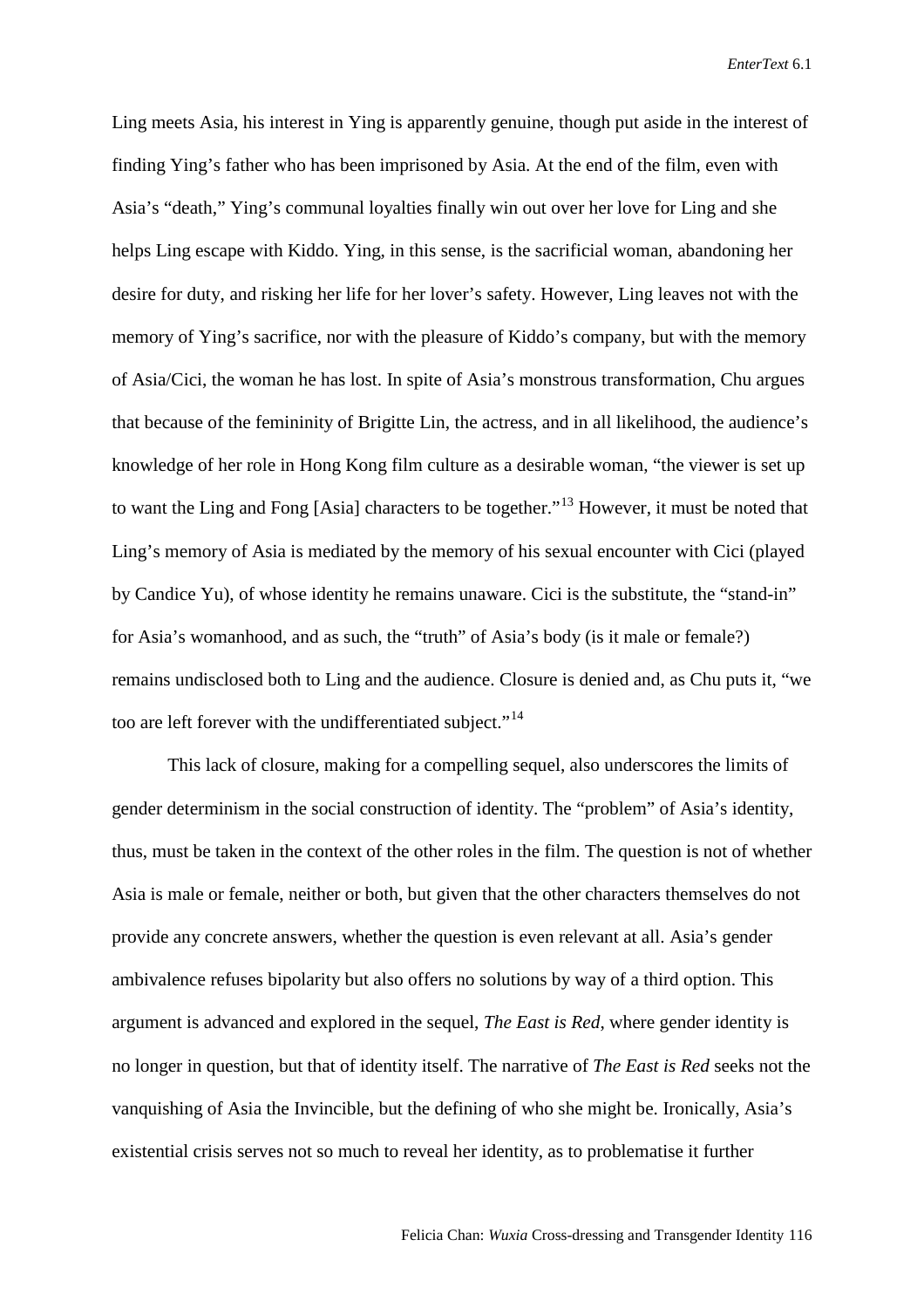Ling meets Asia, his interest in Ying is apparently genuine, though put aside in the interest of finding Ying's father who has been imprisoned by Asia. At the end of the film, even with Asia's "death," Ying's communal loyalties finally win out over her love for Ling and she helps Ling escape with Kiddo. Ying, in this sense, is the sacrificial woman, abandoning her desire for duty, and risking her life for her lover's safety. However, Ling leaves not with the memory of Ying's sacrifice, nor with the pleasure of Kiddo's company, but with the memory of Asia/Cici, the woman he has lost. In spite of Asia's monstrous transformation, Chu argues that because of the femininity of Brigitte Lin, the actress, and in all likelihood, the audience's knowledge of her role in Hong Kong film culture as a desirable woman, "the viewer is set up to want the Ling and Fong [Asia] characters to be together."[13] However, it must be noted that Ling's memory of Asia is mediated by the memory of his sexual encounter with Cici (played by Candice Yu), of whose identity he remains unaware. Cici is the substitute, the "stand-in" for Asia's womanhood, and as such, the "truth" of Asia's body (is it male or female?) remains undisclosed both to Ling and the audience. Closure is denied and, as Chu puts it, "we too are left forever with the undifferentiated subject."[14]

This lack of closure, making for a compelling sequel, also underscores the limits of gender determinism in the social construction of identity. The "problem" of Asia's identity, thus, must be taken in the context of the other roles in the film. The question is not of whether Asia is male or female, neither or both, but given that the other characters themselves do not provide any concrete answers, whether the question is even relevant at all. Asia's gender ambivalence refuses bipolarity but also offers no solutions by way of a third option. This argument is advanced and explored in the sequel, *The East is Red*, where gender identity is no longer in question, but that of identity itself. The narrative of *The East is Red* seeks not the vanquishing of Asia the Invincible, but the defining of who she might be. Ironically, Asia's existential crisis serves not so much to reveal her identity, as to problematise it further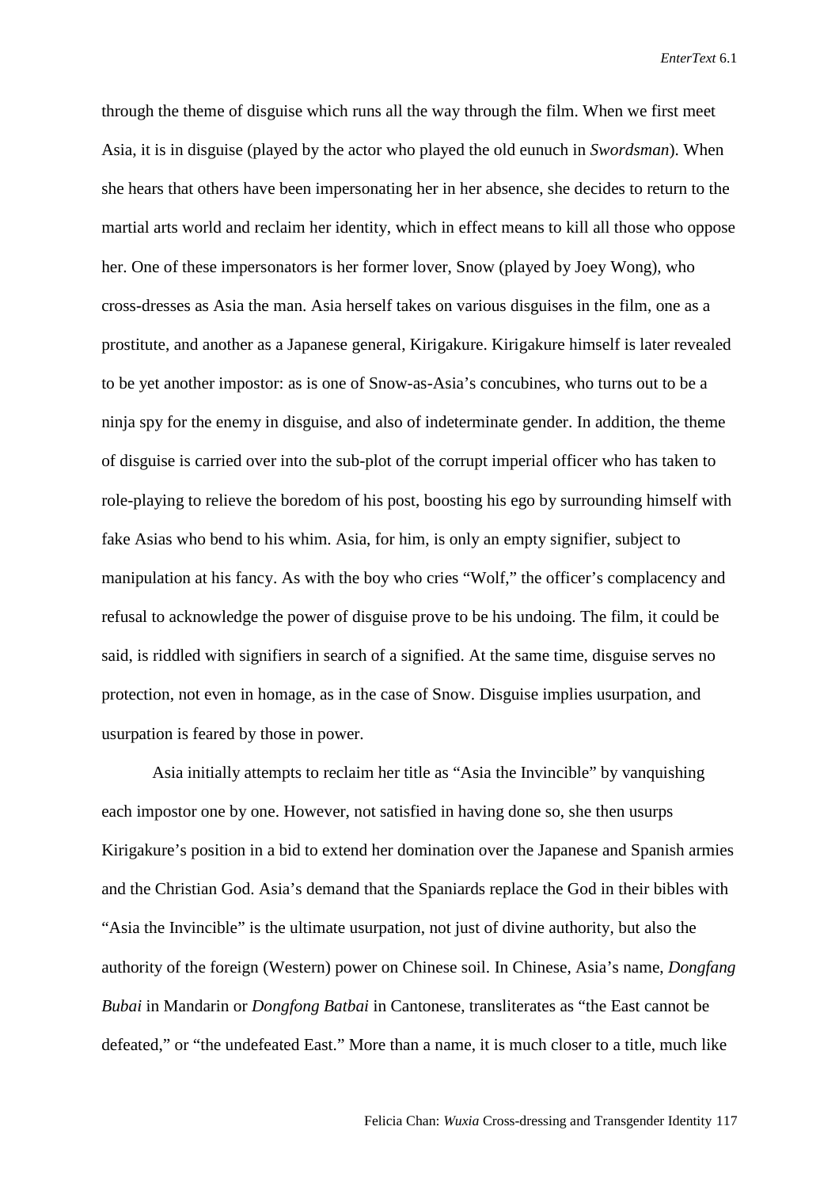through the theme of disguise which runs all the way through the film. When we first meet Asia, it is in disguise (played by the actor who played the old eunuch in *Swordsman*). When she hears that others have been impersonating her in her absence, she decides to return to the martial arts world and reclaim her identity, which in effect means to kill all those who oppose her. One of these impersonators is her former lover, Snow (played by Joey Wong), who cross-dresses as Asia the man. Asia herself takes on various disguises in the film, one as a prostitute, and another as a Japanese general, Kirigakure. Kirigakure himself is later revealed to be yet another impostor: as is one of Snow-as-Asia's concubines, who turns out to be a ninja spy for the enemy in disguise, and also of indeterminate gender. In addition, the theme of disguise is carried over into the sub-plot of the corrupt imperial officer who has taken to role-playing to relieve the boredom of his post, boosting his ego by surrounding himself with fake Asias who bend to his whim. Asia, for him, is only an empty signifier, subject to manipulation at his fancy. As with the boy who cries "Wolf," the officer's complacency and refusal to acknowledge the power of disguise prove to be his undoing. The film, it could be said, is riddled with signifiers in search of a signified. At the same time, disguise serves no protection, not even in homage, as in the case of Snow. Disguise implies usurpation, and usurpation is feared by those in power.

Asia initially attempts to reclaim her title as "Asia the Invincible" by vanquishing each impostor one by one. However, not satisfied in having done so, she then usurps Kirigakure's position in a bid to extend her domination over the Japanese and Spanish armies and the Christian God. Asia's demand that the Spaniards replace the God in their bibles with "Asia the Invincible" is the ultimate usurpation, not just of divine authority, but also the authority of the foreign (Western) power on Chinese soil. In Chinese, Asia's name, *Dongfang Bubai* in Mandarin or *Dongfong Batbai* in Cantonese, transliterates as "the East cannot be defeated," or "the undefeated East." More than a name, it is much closer to a title, much like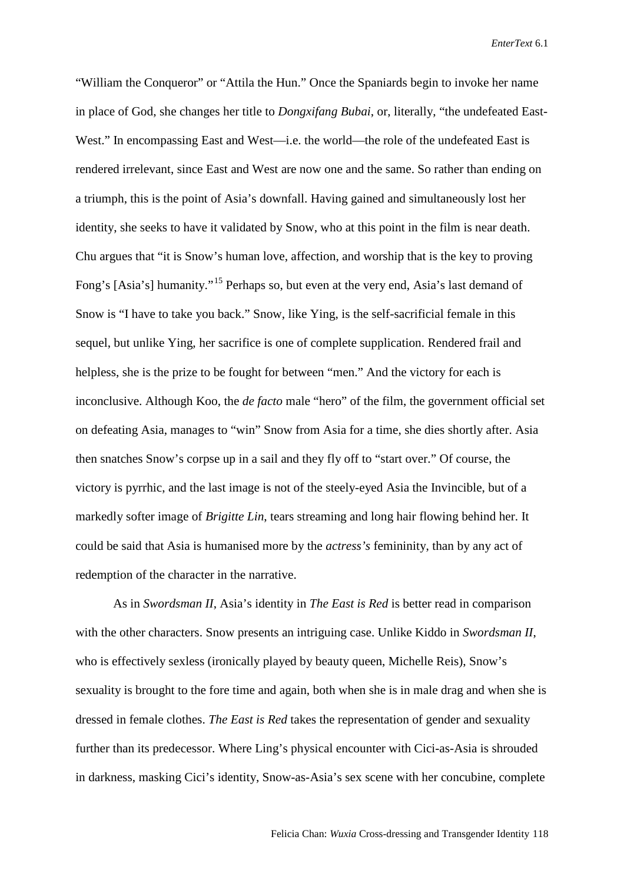"William the Conqueror" or "Attila the Hun." Once the Spaniards begin to invoke her name in place of God, she changes her title to *Dongxifang Bubai*, or, literally, "the undefeated East-West." In encompassing East and West—i.e. the world—the role of the undefeated East is rendered irrelevant, since East and West are now one and the same. So rather than ending on a triumph, this is the point of Asia's downfall. Having gained and simultaneously lost her identity, she seeks to have it validated by Snow, who at this point in the film is near death. Chu argues that "it is Snow's human love, affection, and worship that is the key to proving Fong's [Asia's] humanity."[15] Perhaps so, but even at the very end, Asia's last demand of Snow is "I have to take you back." Snow, like Ying, is the self-sacrificial female in this sequel, but unlike Ying, her sacrifice is one of complete supplication. Rendered frail and helpless, she is the prize to be fought for between "men." And the victory for each is inconclusive. Although Koo, the *de facto* male "hero" of the film, the government official set on defeating Asia, manages to "win" Snow from Asia for a time, she dies shortly after. Asia then snatches Snow's corpse up in a sail and they fly off to "start over." Of course, the victory is pyrrhic, and the last image is not of the steely-eyed Asia the Invincible, but of a markedly softer image of *Brigitte Lin*, tears streaming and long hair flowing behind her. It could be said that Asia is humanised more by the *actress's* femininity, than by any act of redemption of the character in the narrative.

As in *Swordsman II*, Asia's identity in *The East is Red* is better read in comparison with the other characters. Snow presents an intriguing case. Unlike Kiddo in *Swordsman II*, who is effectively sexless (ironically played by beauty queen, Michelle Reis), Snow's sexuality is brought to the fore time and again, both when she is in male drag and when she is dressed in female clothes. *The East is Red* takes the representation of gender and sexuality further than its predecessor. Where Ling's physical encounter with Cici-as-Asia is shrouded in darkness, masking Cici's identity, Snow-as-Asia's sex scene with her concubine, complete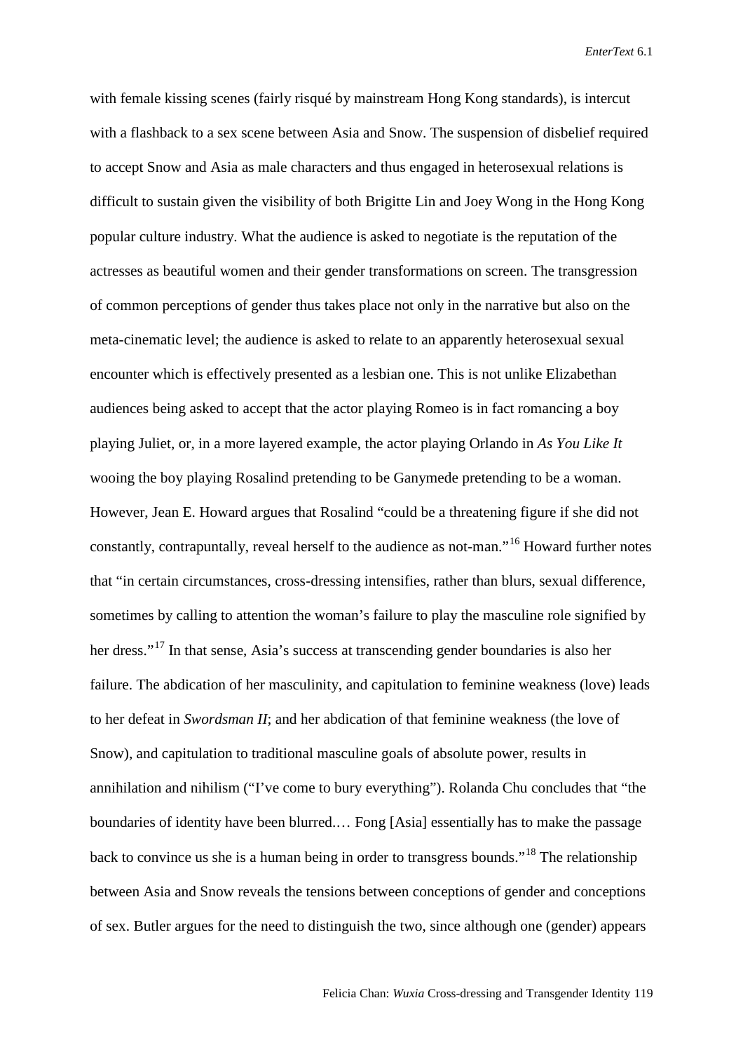with female kissing scenes (fairly risqué by mainstream Hong Kong standards), is intercut with a flashback to a sex scene between Asia and Snow. The suspension of disbelief required to accept Snow and Asia as male characters and thus engaged in heterosexual relations is difficult to sustain given the visibility of both Brigitte Lin and Joey Wong in the Hong Kong popular culture industry. What the audience is asked to negotiate is the reputation of the actresses as beautiful women and their gender transformations on screen. The transgression of common perceptions of gender thus takes place not only in the narrative but also on the meta-cinematic level; the audience is asked to relate to an apparently heterosexual sexual encounter which is effectively presented as a lesbian one. This is not unlike Elizabethan audiences being asked to accept that the actor playing Romeo is in fact romancing a boy playing Juliet, or, in a more layered example, the actor playing Orlando in *As You Like It* wooing the boy playing Rosalind pretending to be Ganymede pretending to be a woman. However, Jean E. Howard argues that Rosalind "could be a threatening figure if she did not constantly, contrapuntally, reveal herself to the audience as not-man."[16] Howard further notes that "in certain circumstances, cross-dressing intensifies, rather than blurs, sexual difference, sometimes by calling to attention the woman's failure to play the masculine role signified by her dress."[17] In that sense, Asia's success at transcending gender boundaries is also her failure. The abdication of her masculinity, and capitulation to feminine weakness (love) leads to her defeat in *Swordsman II*; and her abdication of that feminine weakness (the love of Snow), and capitulation to traditional masculine goals of absolute power, results in annihilation and nihilism ("I've come to bury everything"). Rolanda Chu concludes that "the boundaries of identity have been blurred.… Fong [Asia] essentially has to make the passage back to convince us she is a human being in order to transgress bounds."[18] The relationship between Asia and Snow reveals the tensions between conceptions of gender and conceptions of sex. Butler argues for the need to distinguish the two, since although one (gender) appears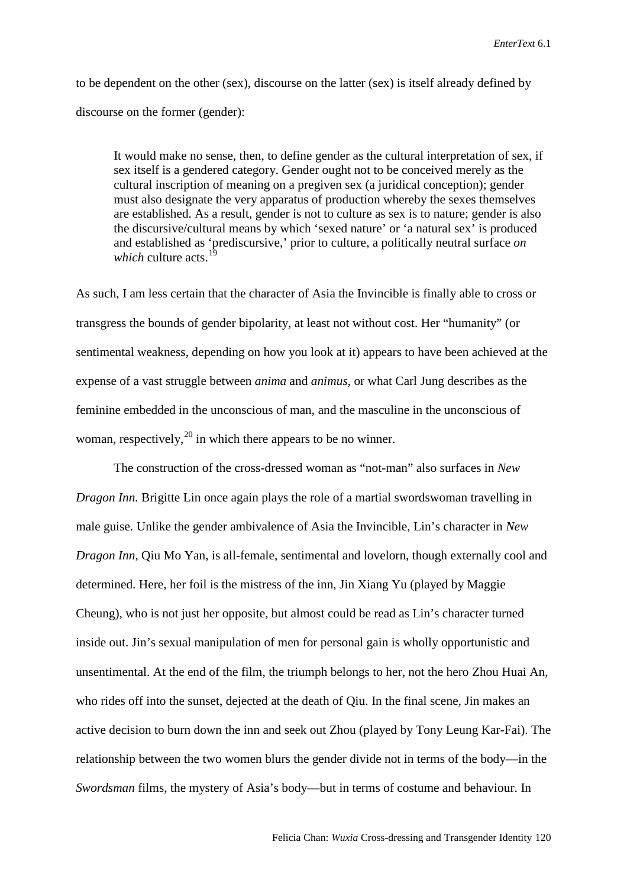to be dependent on the other (sex), discourse on the latter (sex) is itself already defined by discourse on the former (gender):

> It would make no sense, then, to define gender as the cultural interpretation of sex, if sex itself is a gendered category. Gender ought not to be conceived merely as the cultural inscription of meaning on a pregiven sex (a juridical conception); gender must also designate the very apparatus of production whereby the sexes themselves are established. As a result, gender is not to culture as sex is to nature; gender is also the discursive/cultural means by which 'sexed nature' or 'a natural sex' is produced and established as 'prediscursive,' prior to culture, a politically neutral surface *on which* culture acts.[19]

As such, I am less certain that the character of Asia the Invincible is finally able to cross or transgress the bounds of gender bipolarity, at least not without cost. Her "humanity" (or sentimental weakness, depending on how you look at it) appears to have been achieved at the expense of a vast struggle between *anima* and *animus*, or what Carl Jung describes as the feminine embedded in the unconscious of man, and the masculine in the unconscious of woman, respectively,[20] in which there appears to be no winner.

The construction of the cross-dressed woman as "not-man" also surfaces in *New Dragon Inn.* Brigitte Lin once again plays the role of a martial swordswoman travelling in male guise. Unlike the gender ambivalence of Asia the Invincible, Lin's character in *New Dragon Inn*, Qiu Mo Yan, is all-female, sentimental and lovelorn, though externally cool and determined. Here, her foil is the mistress of the inn, Jin Xiang Yu (played by Maggie Cheung), who is not just her opposite, but almost could be read as Lin's character turned inside out. Jin's sexual manipulation of men for personal gain is wholly opportunistic and unsentimental. At the end of the film, the triumph belongs to her, not the hero Zhou Huai An, who rides off into the sunset, dejected at the death of Qiu. In the final scene, Jin makes an active decision to burn down the inn and seek out Zhou (played by Tony Leung Kar-Fai). The relationship between the two women blurs the gender divide not in terms of the body—in the *Swordsman* films, the mystery of Asia's body—but in terms of costume and behaviour. In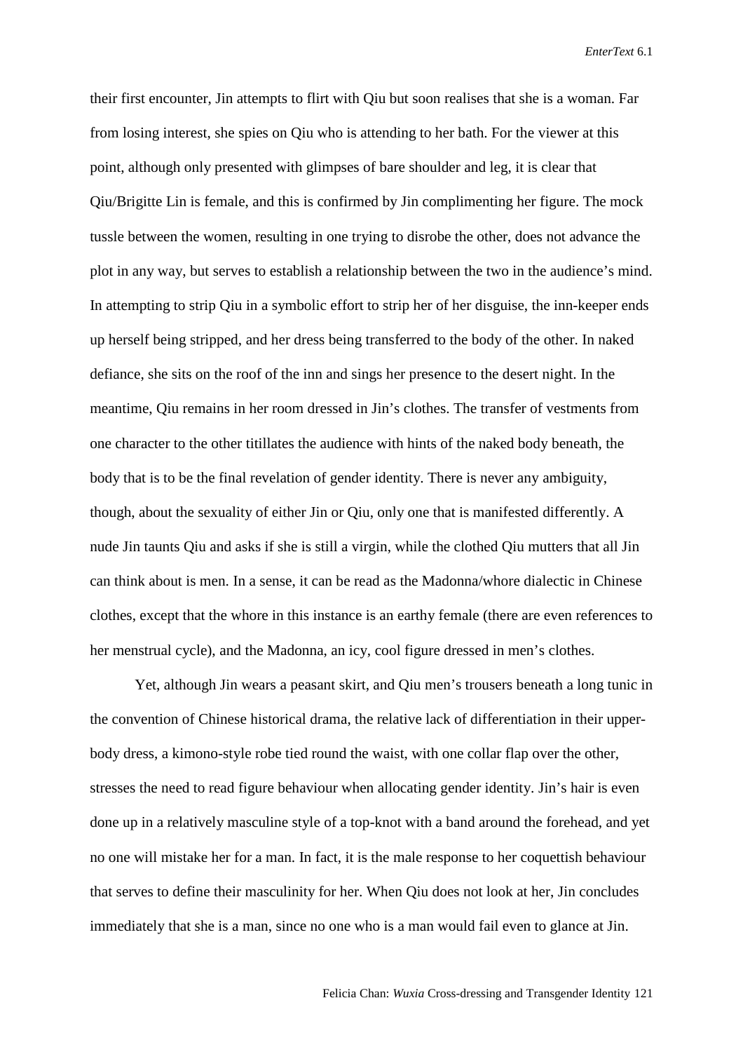their first encounter, Jin attempts to flirt with Qiu but soon realises that she is a woman. Far from losing interest, she spies on Qiu who is attending to her bath. For the viewer at this point, although only presented with glimpses of bare shoulder and leg, it is clear that Qiu/Brigitte Lin is female, and this is confirmed by Jin complimenting her figure. The mock tussle between the women, resulting in one trying to disrobe the other, does not advance the plot in any way, but serves to establish a relationship between the two in the audience's mind. In attempting to strip Qiu in a symbolic effort to strip her of her disguise, the inn-keeper ends up herself being stripped, and her dress being transferred to the body of the other. In naked defiance, she sits on the roof of the inn and sings her presence to the desert night. In the meantime, Qiu remains in her room dressed in Jin's clothes. The transfer of vestments from one character to the other titillates the audience with hints of the naked body beneath, the body that is to be the final revelation of gender identity. There is never any ambiguity, though, about the sexuality of either Jin or Qiu, only one that is manifested differently. A nude Jin taunts Qiu and asks if she is still a virgin, while the clothed Qiu mutters that all Jin can think about is men. In a sense, it can be read as the Madonna/whore dialectic in Chinese clothes, except that the whore in this instance is an earthy female (there are even references to her menstrual cycle), and the Madonna, an icy, cool figure dressed in men's clothes.

Yet, although Jin wears a peasant skirt, and Qiu men's trousers beneath a long tunic in the convention of Chinese historical drama, the relative lack of differentiation in their upper-body dress, a kimono-style robe tied round the waist, with one collar flap over the other, stresses the need to read figure behaviour when allocating gender identity. Jin's hair is even done up in a relatively masculine style of a top-knot with a band around the forehead, and yet no one will mistake her for a man. In fact, it is the male response to her coquettish behaviour that serves to define their masculinity for her. When Qiu does not look at her, Jin concludes immediately that she is a man, since no one who is a man would fail even to glance at Jin.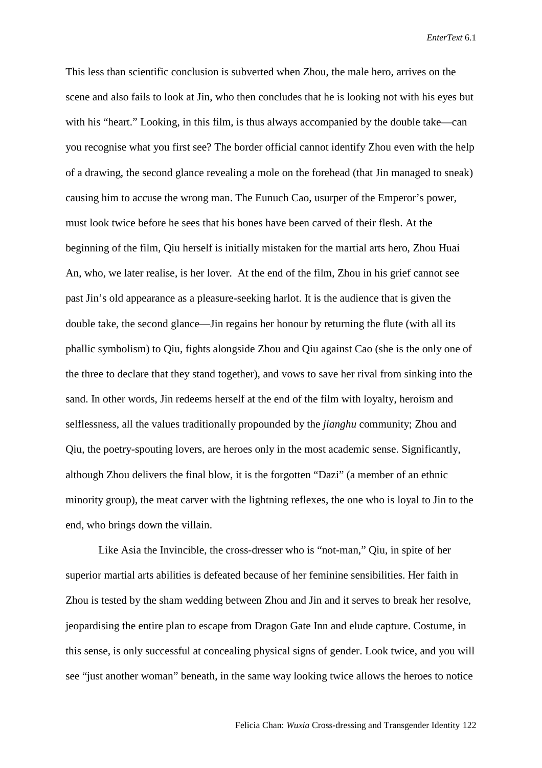This less than scientific conclusion is subverted when Zhou, the male hero, arrives on the scene and also fails to look at Jin, who then concludes that he is looking not with his eyes but with his "heart." Looking, in this film, is thus always accompanied by the double take—can you recognise what you first see? The border official cannot identify Zhou even with the help of a drawing, the second glance revealing a mole on the forehead (that Jin managed to sneak) causing him to accuse the wrong man. The Eunuch Cao, usurper of the Emperor's power, must look twice before he sees that his bones have been carved of their flesh. At the beginning of the film, Qiu herself is initially mistaken for the martial arts hero, Zhou Huai An, who, we later realise, is her lover. At the end of the film, Zhou in his grief cannot see past Jin's old appearance as a pleasure-seeking harlot. It is the audience that is given the double take, the second glance—Jin regains her honour by returning the flute (with all its phallic symbolism) to Qiu, fights alongside Zhou and Qiu against Cao (she is the only one of the three to declare that they stand together), and vows to save her rival from sinking into the sand. In other words, Jin redeems herself at the end of the film with loyalty, heroism and selflessness, all the values traditionally propounded by the *jianghu* community; Zhou and Qiu, the poetry-spouting lovers, are heroes only in the most academic sense. Significantly, although Zhou delivers the final blow, it is the forgotten "Dazi" (a member of an ethnic minority group), the meat carver with the lightning reflexes, the one who is loyal to Jin to the end, who brings down the villain.

Like Asia the Invincible, the cross-dresser who is "not-man," Qiu, in spite of her superior martial arts abilities is defeated because of her feminine sensibilities. Her faith in Zhou is tested by the sham wedding between Zhou and Jin and it serves to break her resolve, jeopardising the entire plan to escape from Dragon Gate Inn and elude capture. Costume, in this sense, is only successful at concealing physical signs of gender. Look twice, and you will see "just another woman" beneath, in the same way looking twice allows the heroes to notice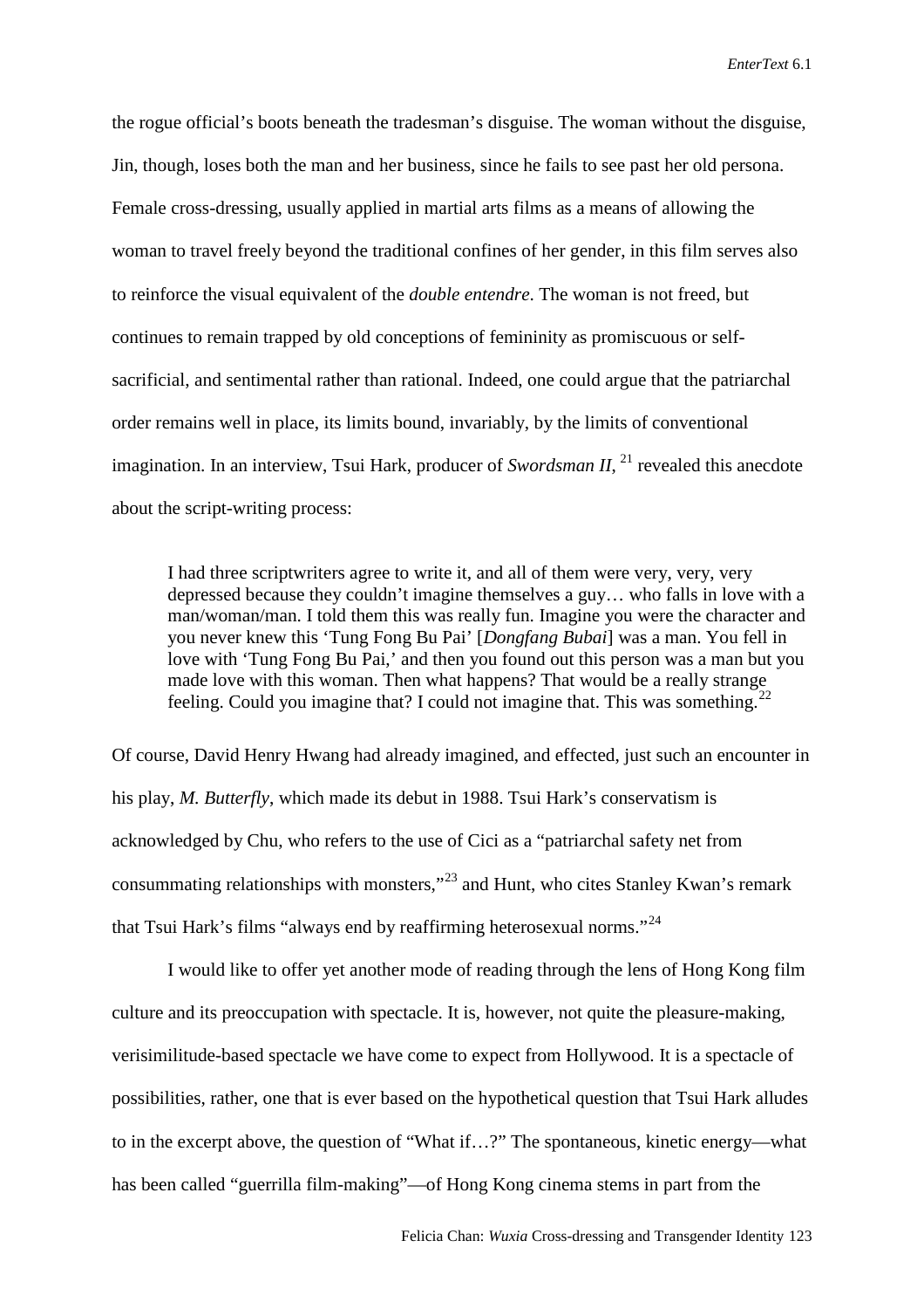the rogue official's boots beneath the tradesman's disguise. The woman without the disguise, Jin, though, loses both the man and her business, since he fails to see past her old persona. Female cross-dressing, usually applied in martial arts films as a means of allowing the woman to travel freely beyond the traditional confines of her gender, in this film serves also to reinforce the visual equivalent of the *double entendre*. The woman is not freed, but continues to remain trapped by old conceptions of femininity as promiscuous or self-sacrificial, and sentimental rather than rational. Indeed, one could argue that the patriarchal order remains well in place, its limits bound, invariably, by the limits of conventional imagination. In an interview, Tsui Hark, producer of *Swordsman II*, [21] revealed this anecdote about the script-writing process:

> I had three scriptwriters agree to write it, and all of them were very, very, very depressed because they couldn't imagine themselves a guy… who falls in love with a man/woman/man. I told them this was really fun. Imagine you were the character and you never knew this 'Tung Fong Bu Pai' [*Dongfang Bubai*] was a man. You fell in love with 'Tung Fong Bu Pai,' and then you found out this person was a man but you made love with this woman. Then what happens? That would be a really strange feeling. Could you imagine that? I could not imagine that. This was something.[22]

Of course, David Henry Hwang had already imagined, and effected, just such an encounter in his play, *M. Butterfly*, which made its debut in 1988. Tsui Hark's conservatism is acknowledged by Chu, who refers to the use of Cici as a "patriarchal safety net from consummating relationships with monsters,"[23] and Hunt, who cites Stanley Kwan's remark that Tsui Hark's films "always end by reaffirming heterosexual norms."[24]

I would like to offer yet another mode of reading through the lens of Hong Kong film culture and its preoccupation with spectacle. It is, however, not quite the pleasure-making, verisimilitude-based spectacle we have come to expect from Hollywood. It is a spectacle of possibilities, rather, one that is ever based on the hypothetical question that Tsui Hark alludes to in the excerpt above, the question of "What if…?" The spontaneous, kinetic energy—what has been called "guerrilla film-making"—of Hong Kong cinema stems in part from the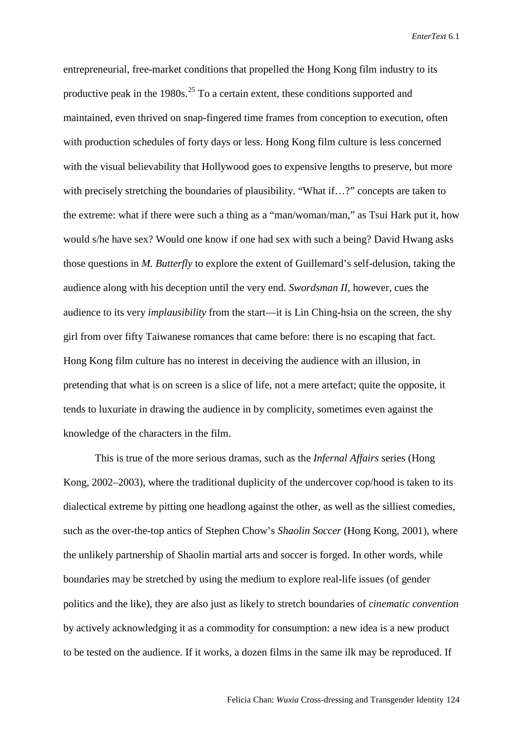entrepreneurial, free-market conditions that propelled the Hong Kong film industry to its productive peak in the 1980s.[25] To a certain extent, these conditions supported and maintained, even thrived on snap-fingered time frames from conception to execution, often with production schedules of forty days or less. Hong Kong film culture is less concerned with the visual believability that Hollywood goes to expensive lengths to preserve, but more with precisely stretching the boundaries of plausibility. "What if…?" concepts are taken to the extreme: what if there were such a thing as a "man/woman/man," as Tsui Hark put it, how would s/he have sex? Would one know if one had sex with such a being? David Hwang asks those questions in *M. Butterfly* to explore the extent of Guillemard's self-delusion, taking the audience along with his deception until the very end. *Swordsman II*, however, cues the audience to its very *implausibility* from the start—it is Lin Ching-hsia on the screen, the shy girl from over fifty Taiwanese romances that came before: there is no escaping that fact. Hong Kong film culture has no interest in deceiving the audience with an illusion, in pretending that what is on screen is a slice of life, not a mere artefact; quite the opposite, it tends to luxuriate in drawing the audience in by complicity, sometimes even against the knowledge of the characters in the film.

This is true of the more serious dramas, such as the *Infernal Affairs* series (Hong Kong, 2002–2003), where the traditional duplicity of the undercover cop/hood is taken to its dialectical extreme by pitting one headlong against the other, as well as the silliest comedies, such as the over-the-top antics of Stephen Chow's *Shaolin Soccer* (Hong Kong, 2001), where the unlikely partnership of Shaolin martial arts and soccer is forged. In other words, while boundaries may be stretched by using the medium to explore real-life issues (of gender politics and the like), they are also just as likely to stretch boundaries of *cinematic convention* by actively acknowledging it as a commodity for consumption: a new idea is a new product to be tested on the audience. If it works, a dozen films in the same ilk may be reproduced. If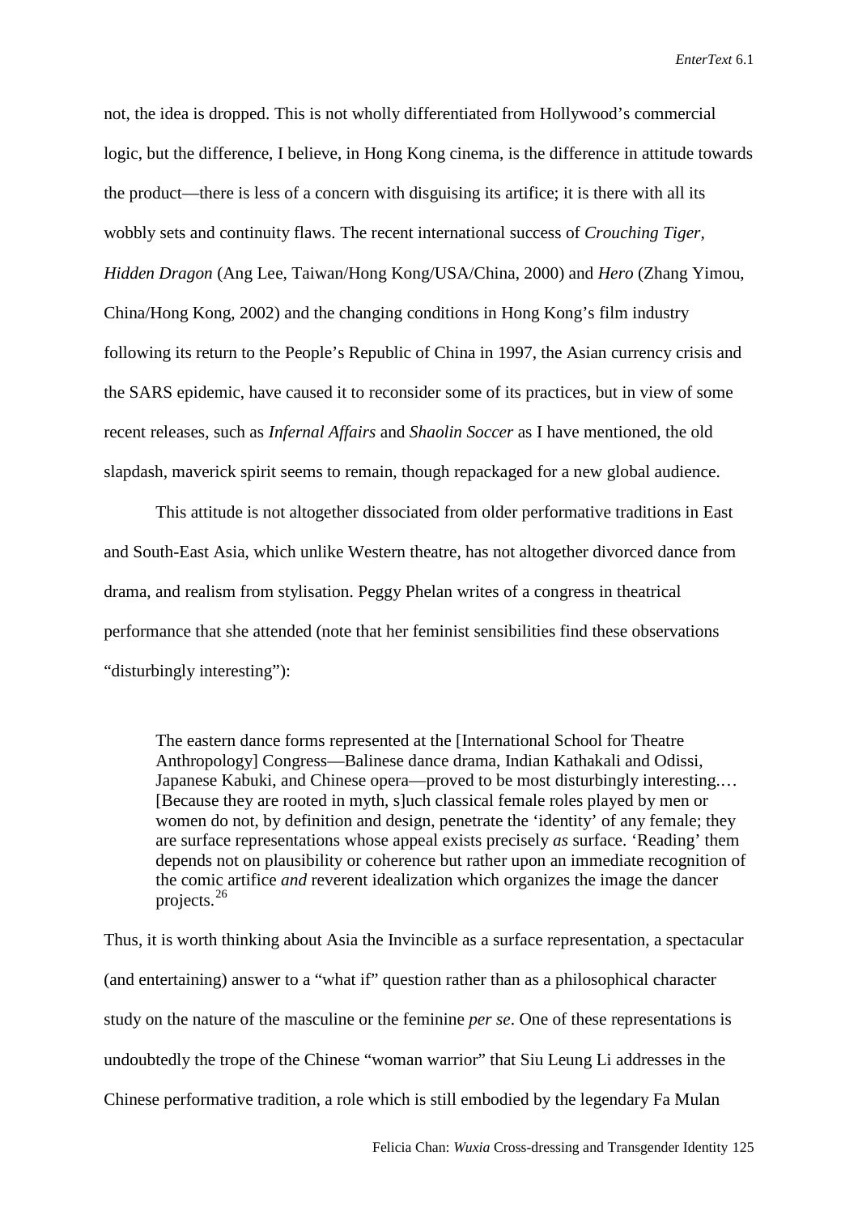not, the idea is dropped. This is not wholly differentiated from Hollywood's commercial logic, but the difference, I believe, in Hong Kong cinema, is the difference in attitude towards the product—there is less of a concern with disguising its artifice; it is there with all its wobbly sets and continuity flaws. The recent international success of *Crouching Tiger, Hidden Dragon* (Ang Lee, Taiwan/Hong Kong/USA/China, 2000) and *Hero* (Zhang Yimou, China/Hong Kong, 2002) and the changing conditions in Hong Kong's film industry following its return to the People's Republic of China in 1997, the Asian currency crisis and the SARS epidemic, have caused it to reconsider some of its practices, but in view of some recent releases, such as *Infernal Affairs* and *Shaolin Soccer* as I have mentioned, the old slapdash, maverick spirit seems to remain, though repackaged for a new global audience.

This attitude is not altogether dissociated from older performative traditions in East and South-East Asia, which unlike Western theatre, has not altogether divorced dance from drama, and realism from stylisation. Peggy Phelan writes of a congress in theatrical performance that she attended (note that her feminist sensibilities find these observations "disturbingly interesting"):

> The eastern dance forms represented at the [International School for Theatre Anthropology] Congress—Balinese dance drama, Indian Kathakali and Odissi, Japanese Kabuki, and Chinese opera—proved to be most disturbingly interesting.… [Because they are rooted in myth, s]uch classical female roles played by men or women do not, by definition and design, penetrate the 'identity' of any female; they are surface representations whose appeal exists precisely *as* surface. 'Reading' them depends not on plausibility or coherence but rather upon an immediate recognition of the comic artifice *and* reverent idealization which organizes the image the dancer projects.[26]

Thus, it is worth thinking about Asia the Invincible as a surface representation, a spectacular (and entertaining) answer to a "what if" question rather than as a philosophical character study on the nature of the masculine or the feminine *per se*. One of these representations is undoubtedly the trope of the Chinese "woman warrior" that Siu Leung Li addresses in the Chinese performative tradition, a role which is still embodied by the legendary Fa Mulan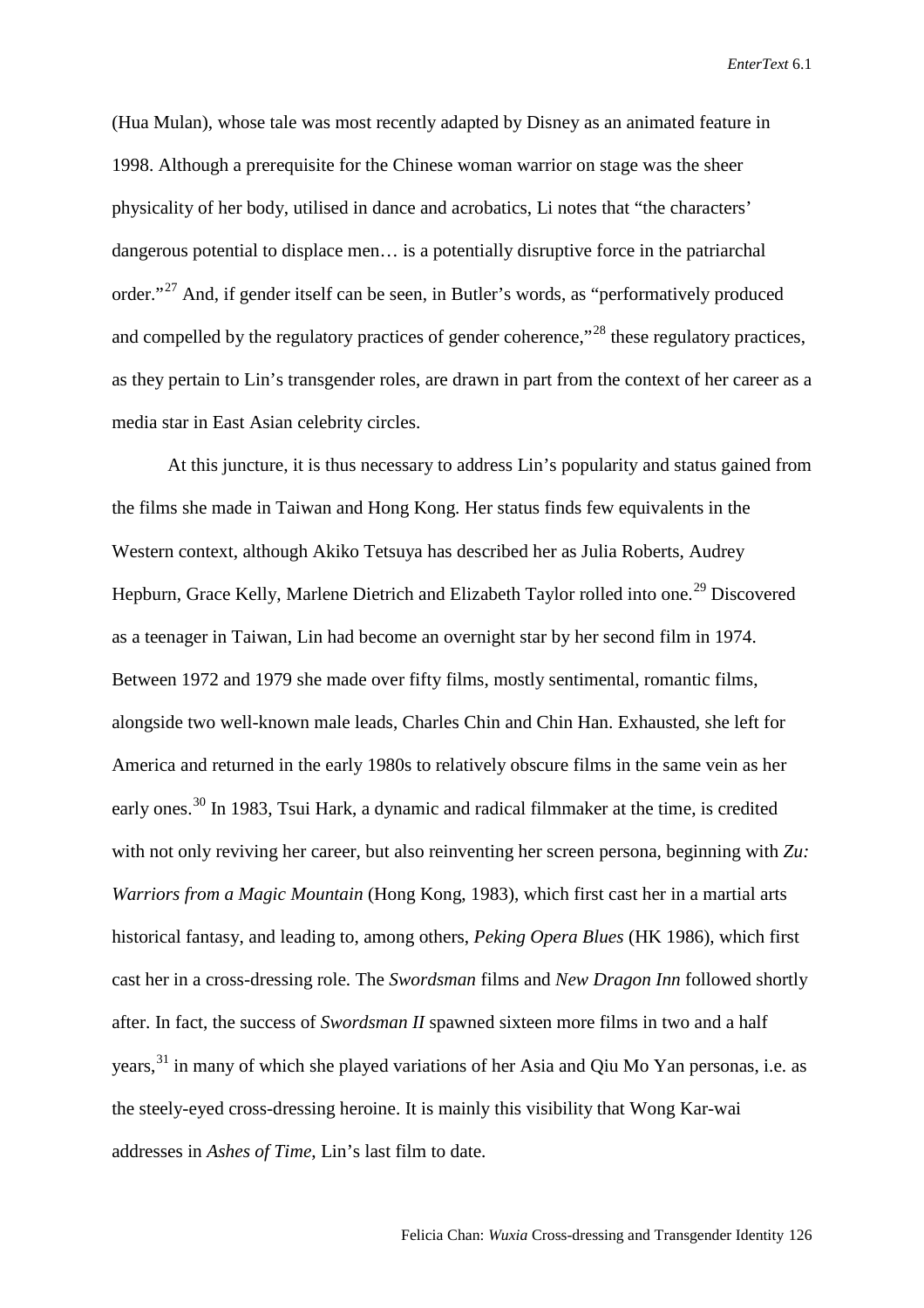(Hua Mulan), whose tale was most recently adapted by Disney as an animated feature in 1998. Although a prerequisite for the Chinese woman warrior on stage was the sheer physicality of her body, utilised in dance and acrobatics, Li notes that "the characters' dangerous potential to displace men… is a potentially disruptive force in the patriarchal order."[27] And, if gender itself can be seen, in Butler's words, as "performatively produced and compelled by the regulatory practices of gender coherence,"[28] these regulatory practices, as they pertain to Lin's transgender roles, are drawn in part from the context of her career as a media star in East Asian celebrity circles.

At this juncture, it is thus necessary to address Lin's popularity and status gained from the films she made in Taiwan and Hong Kong. Her status finds few equivalents in the Western context, although Akiko Tetsuya has described her as Julia Roberts, Audrey Hepburn, Grace Kelly, Marlene Dietrich and Elizabeth Taylor rolled into one.[29] Discovered as a teenager in Taiwan, Lin had become an overnight star by her second film in 1974. Between 1972 and 1979 she made over fifty films, mostly sentimental, romantic films, alongside two well-known male leads, Charles Chin and Chin Han. Exhausted, she left for America and returned in the early 1980s to relatively obscure films in the same vein as her early ones.[30] In 1983, Tsui Hark, a dynamic and radical filmmaker at the time, is credited with not only reviving her career, but also reinventing her screen persona, beginning with *Zu: Warriors from a Magic Mountain* (Hong Kong, 1983), which first cast her in a martial arts historical fantasy, and leading to, among others, *Peking Opera Blues* (HK 1986), which first cast her in a cross-dressing role. The *Swordsman* films and *New Dragon Inn* followed shortly after. In fact, the success of *Swordsman II* spawned sixteen more films in two and a half years,[31] in many of which she played variations of her Asia and Qiu Mo Yan personas, i.e. as the steely-eyed cross-dressing heroine. It is mainly this visibility that Wong Kar-wai addresses in *Ashes of Time,* Lin's last film to date.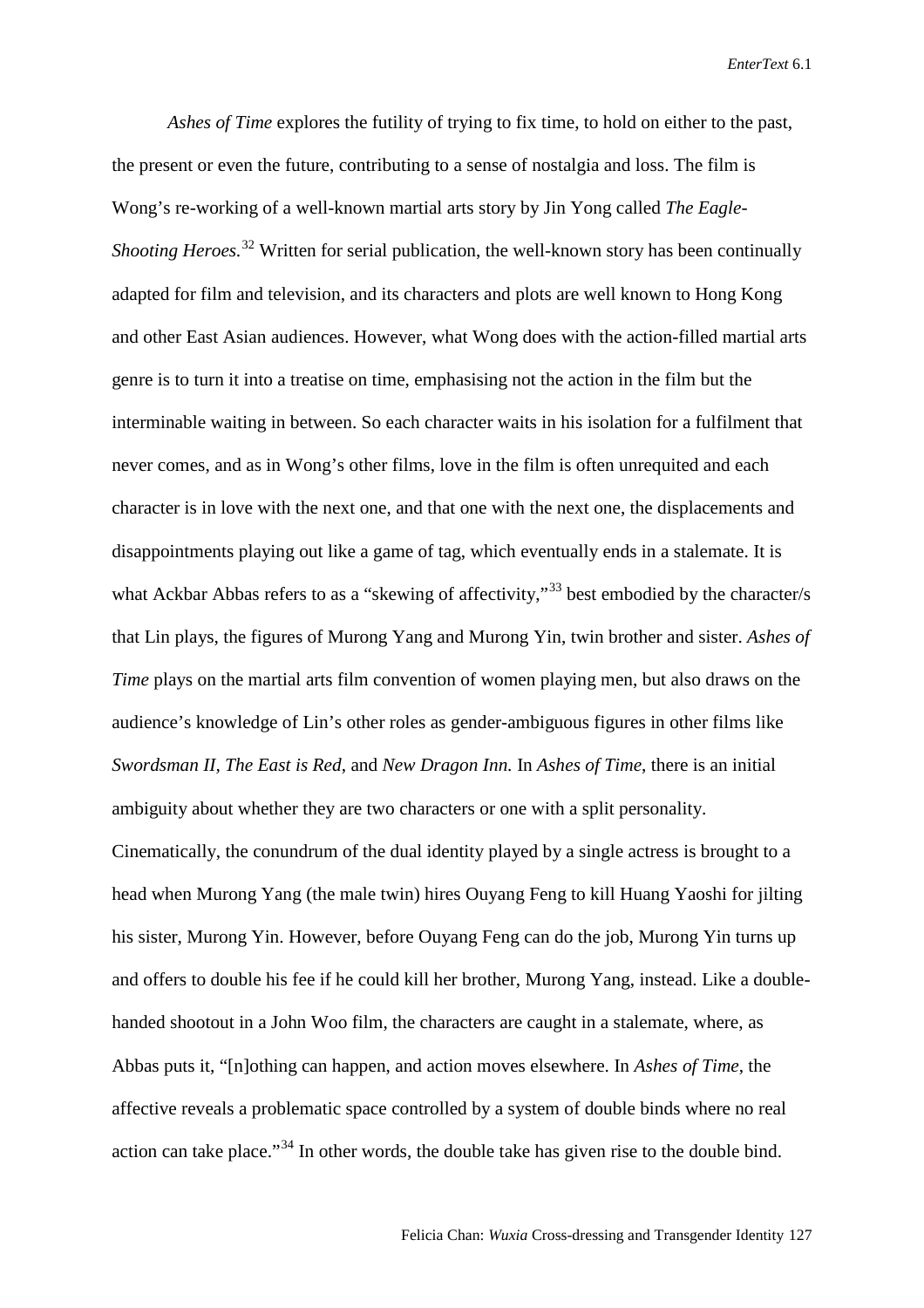*Ashes of Time* explores the futility of trying to fix time, to hold on either to the past, the present or even the future, contributing to a sense of nostalgia and loss. The film is Wong's re-working of a well-known martial arts story by Jin Yong called *The Eagle-Shooting Heroes.*[32] Written for serial publication, the well-known story has been continually adapted for film and television, and its characters and plots are well known to Hong Kong and other East Asian audiences. However, what Wong does with the action-filled martial arts genre is to turn it into a treatise on time, emphasising not the action in the film but the interminable waiting in between. So each character waits in his isolation for a fulfilment that never comes, and as in Wong's other films, love in the film is often unrequited and each character is in love with the next one, and that one with the next one, the displacements and disappointments playing out like a game of tag, which eventually ends in a stalemate. It is what Ackbar Abbas refers to as a "skewing of affectivity,"[33] best embodied by the character/s that Lin plays, the figures of Murong Yang and Murong Yin, twin brother and sister. *Ashes of Time* plays on the martial arts film convention of women playing men, but also draws on the audience's knowledge of Lin's other roles as gender-ambiguous figures in other films like *Swordsman II*, *The East is Red*, and *New Dragon Inn.* In *Ashes of Time*, there is an initial ambiguity about whether they are two characters or one with a split personality. Cinematically, the conundrum of the dual identity played by a single actress is brought to a head when Murong Yang (the male twin) hires Ouyang Feng to kill Huang Yaoshi for jilting his sister, Murong Yin. However, before Ouyang Feng can do the job, Murong Yin turns up and offers to double his fee if he could kill her brother, Murong Yang, instead. Like a double-handed shootout in a John Woo film, the characters are caught in a stalemate, where, as Abbas puts it, "[n]othing can happen, and action moves elsewhere. In *Ashes of Time*, the affective reveals a problematic space controlled by a system of double binds where no real action can take place."[34] In other words, the double take has given rise to the double bind.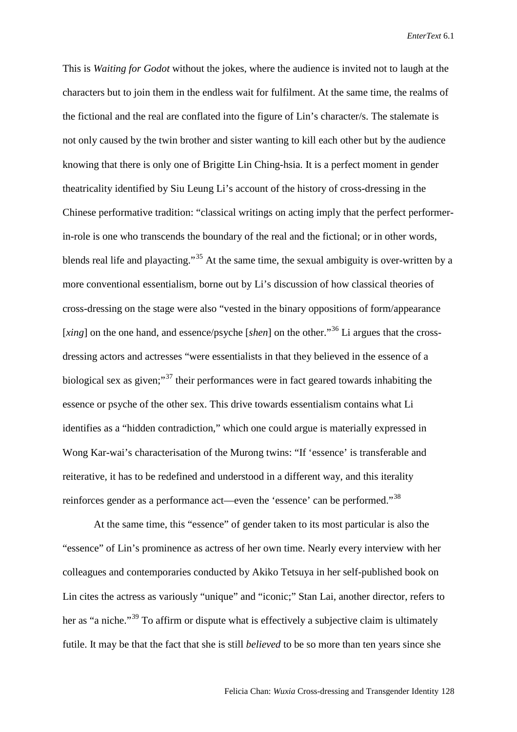This is *Waiting for Godot* without the jokes, where the audience is invited not to laugh at the characters but to join them in the endless wait for fulfilment. At the same time, the realms of the fictional and the real are conflated into the figure of Lin's character/s. The stalemate is not only caused by the twin brother and sister wanting to kill each other but by the audience knowing that there is only one of Brigitte Lin Ching-hsia. It is a perfect moment in gender theatricality identified by Siu Leung Li's account of the history of cross-dressing in the Chinese performative tradition: "classical writings on acting imply that the perfect performer-in-role is one who transcends the boundary of the real and the fictional; or in other words, blends real life and playacting."[35] At the same time, the sexual ambiguity is over-written by a more conventional essentialism, borne out by Li's discussion of how classical theories of cross-dressing on the stage were also "vested in the binary oppositions of form/appearance [*xing*] on the one hand, and essence/psyche [*shen*] on the other."[36] Li argues that the cross-dressing actors and actresses "were essentialists in that they believed in the essence of a biological sex as given;"[37] their performances were in fact geared towards inhabiting the essence or psyche of the other sex. This drive towards essentialism contains what Li identifies as a "hidden contradiction," which one could argue is materially expressed in Wong Kar-wai's characterisation of the Murong twins: "If 'essence' is transferable and reiterative, it has to be redefined and understood in a different way, and this iterality reinforces gender as a performance act—even the 'essence' can be performed."[38]

At the same time, this "essence" of gender taken to its most particular is also the "essence" of Lin's prominence as actress of her own time. Nearly every interview with her colleagues and contemporaries conducted by Akiko Tetsuya in her self-published book on Lin cites the actress as variously "unique" and "iconic;" Stan Lai, another director, refers to her as "a niche."[39] To affirm or dispute what is effectively a subjective claim is ultimately futile. It may be that the fact that she is still *believed* to be so more than ten years since she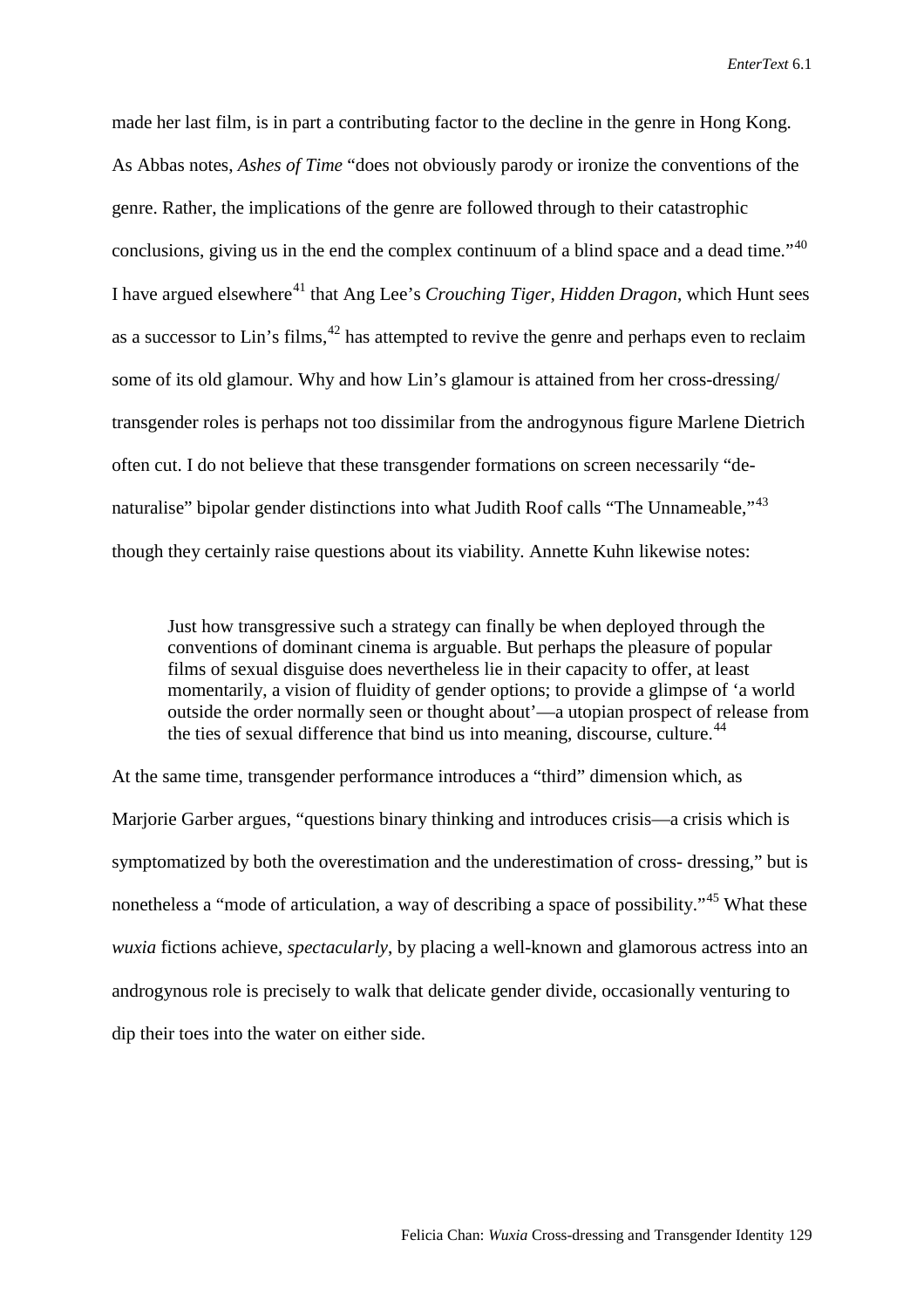made her last film, is in part a contributing factor to the decline in the genre in Hong Kong. As Abbas notes, *Ashes of Time* "does not obviously parody or ironize the conventions of the genre. Rather, the implications of the genre are followed through to their catastrophic conclusions, giving us in the end the complex continuum of a blind space and a dead time."[40] I have argued elsewhere[41] that Ang Lee's *Crouching Tiger, Hidden Dragon*, which Hunt sees as a successor to Lin's films,[42] has attempted to revive the genre and perhaps even to reclaim some of its old glamour. Why and how Lin's glamour is attained from her cross-dressing/ transgender roles is perhaps not too dissimilar from the androgynous figure Marlene Dietrich often cut. I do not believe that these transgender formations on screen necessarily "de-naturalise" bipolar gender distinctions into what Judith Roof calls "The Unnameable,"[43] though they certainly raise questions about its viability. Annette Kuhn likewise notes:

> Just how transgressive such a strategy can finally be when deployed through the conventions of dominant cinema is arguable. But perhaps the pleasure of popular films of sexual disguise does nevertheless lie in their capacity to offer, at least momentarily, a vision of fluidity of gender options; to provide a glimpse of 'a world outside the order normally seen or thought about'—a utopian prospect of release from the ties of sexual difference that bind us into meaning, discourse, culture.[44]

At the same time, transgender performance introduces a "third" dimension which, as Marjorie Garber argues, "questions binary thinking and introduces crisis—a crisis which is symptomatized by both the overestimation and the underestimation of cross- dressing," but is nonetheless a "mode of articulation, a way of describing a space of possibility."[45] What these *wuxia* fictions achieve, *spectacularly*, by placing a well-known and glamorous actress into an androgynous role is precisely to walk that delicate gender divide, occasionally venturing to dip their toes into the water on either side.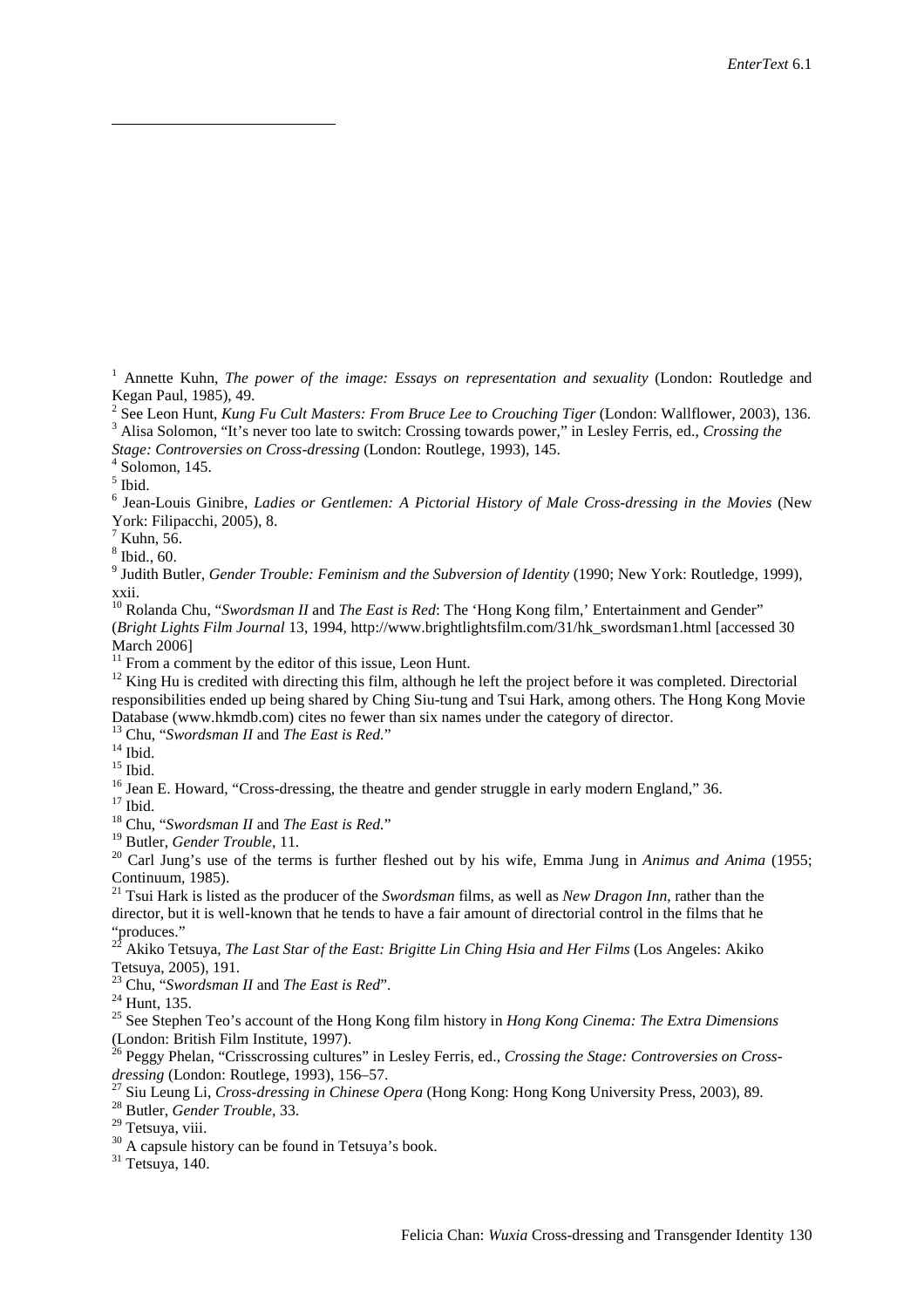[1] Annette Kuhn, *The power of the image: Essays on representation and sexuality* (London: Routledge and Kegan Paul, 1985), 49.

[2] See Leon Hunt, *Kung Fu Cult Masters: From Bruce Lee to Crouching Tiger* (London: Wallflower, 2003), 136.

[3] Alisa Solomon, "It's never too late to switch: Crossing towards power," in Lesley Ferris, ed., *Crossing the Stage: Controversies on Cross-dressing* (London: Routlege, 1993), 145.

[4] Solomon, 145.

[5] Ibid.

[6] Jean-Louis Ginibre, *Ladies or Gentlemen: A Pictorial History of Male Cross-dressing in the Movies* (New York: Filipacchi, 2005), 8.

[7] Kuhn, 56.

[8] Ibid., 60.

[9] Judith Butler, *Gender Trouble: Feminism and the Subversion of Identity* (1990; New York: Routledge, 1999), xxii.

[10] Rolanda Chu, "*Swordsman II* and *The East is Red*: The 'Hong Kong film,' Entertainment and Gender" (*Bright Lights Film Journal* 13, 1994, http://www.brightlightsfilm.com/31/hk_swordsman1.html [accessed 30 March 2006]

[11] From a comment by the editor of this issue, Leon Hunt.

[12] King Hu is credited with directing this film, although he left the project before it was completed. Directorial responsibilities ended up being shared by Ching Siu-tung and Tsui Hark, among others. The Hong Kong Movie Database (www.hkmdb.com) cites no fewer than six names under the category of director.

[13] Chu, "*Swordsman II* and *The East is Red*."

[14] Ibid.

[15] Ibid.

[16] Jean E. Howard, "Cross-dressing, the theatre and gender struggle in early modern England," 36.

[17] Ibid.

[18] Chu, "*Swordsman II* and *The East is Red*."

[19] Butler, *Gender Trouble*, 11.

[20] Carl Jung's use of the terms is further fleshed out by his wife, Emma Jung in *Animus and Anima* (1955; Continuum, 1985).

[21] Tsui Hark is listed as the producer of the *Swordsman* films, as well as *New Dragon Inn*, rather than the director, but it is well-known that he tends to have a fair amount of directorial control in the films that he "produces."

[22] Akiko Tetsuya, *The Last Star of the East: Brigitte Lin Ching Hsia and Her Films* (Los Angeles: Akiko Tetsuya, 2005), 191.

[23] Chu, "*Swordsman II* and *The East is Red*".

[24] Hunt, 135.

[25] See Stephen Teo's account of the Hong Kong film history in *Hong Kong Cinema: The Extra Dimensions* (London: British Film Institute, 1997).

[26] Peggy Phelan, "Crisscrossing cultures" in Lesley Ferris, ed., *Crossing the Stage: Controversies on Cross-dressing* (London: Routlege, 1993), 156–57.

[27] Siu Leung Li, *Cross-dressing in Chinese Opera* (Hong Kong: Hong Kong University Press, 2003), 89.

[28] Butler, *Gender Trouble*, 33.

[29] Tetsuya, viii.

[30] A capsule history can be found in Tetsuya's book.

[31] Tetsuya, 140.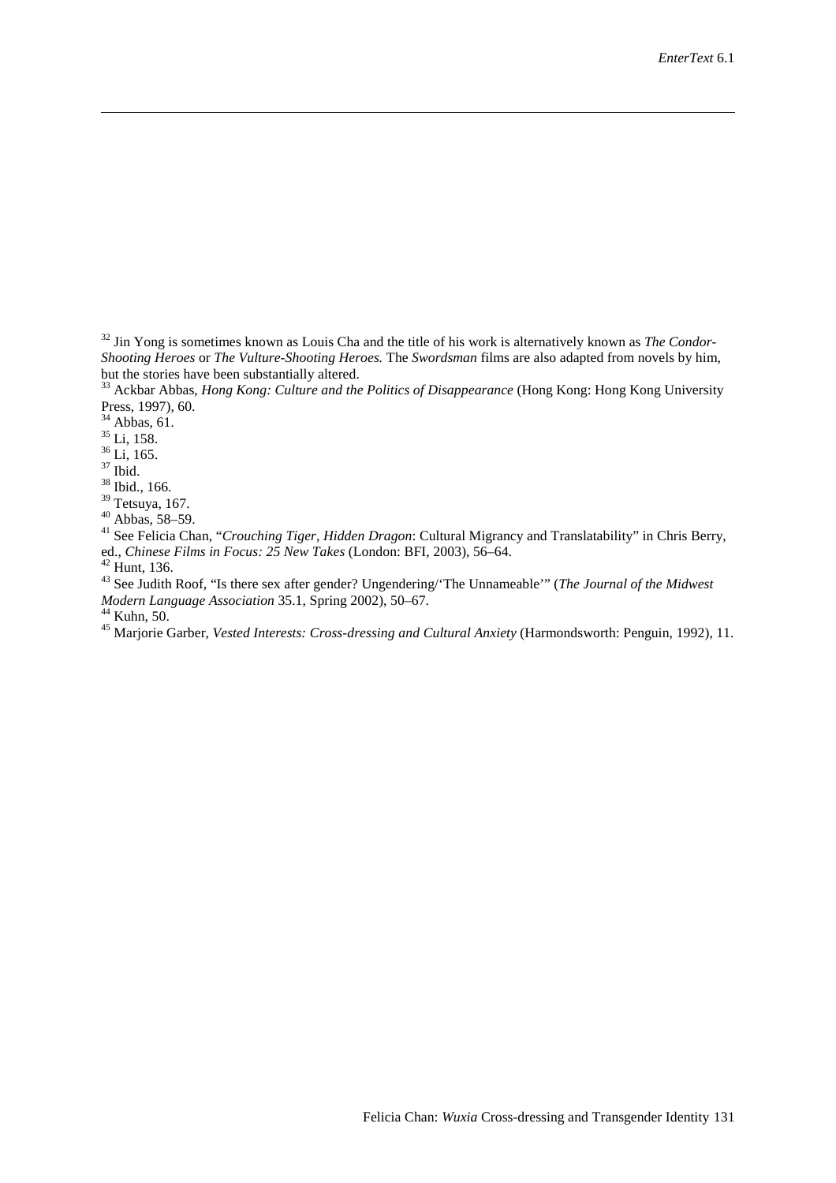[32] Jin Yong is sometimes known as Louis Cha and the title of his work is alternatively known as *The Condor-Shooting Heroes* or *The Vulture-Shooting Heroes.* The *Swordsman* films are also adapted from novels by him, but the stories have been substantially altered.

[33] Ackbar Abbas, *Hong Kong: Culture and the Politics of Disappearance* (Hong Kong: Hong Kong University Press, 1997), 60.

[34] Abbas, 61.

[35] Li, 158.

[36] Li, 165.

[37] Ibid.

[38] Ibid., 166.

[39] Tetsuya, 167.

[40] Abbas, 58–59.

[41] See Felicia Chan, "*Crouching Tiger, Hidden Dragon*: Cultural Migrancy and Translatability" in Chris Berry, ed., *Chinese Films in Focus: 25 New Takes* (London: BFI, 2003), 56–64.

[42] Hunt, 136.

[43] See Judith Roof, "Is there sex after gender? Ungendering/'The Unnameable'" (*The Journal of the Midwest Modern Language Association* 35.1, Spring 2002), 50–67.

[44] Kuhn, 50.

[45] Marjorie Garber, *Vested Interests: Cross-dressing and Cultural Anxiety* (Harmondsworth: Penguin, 1992), 11.